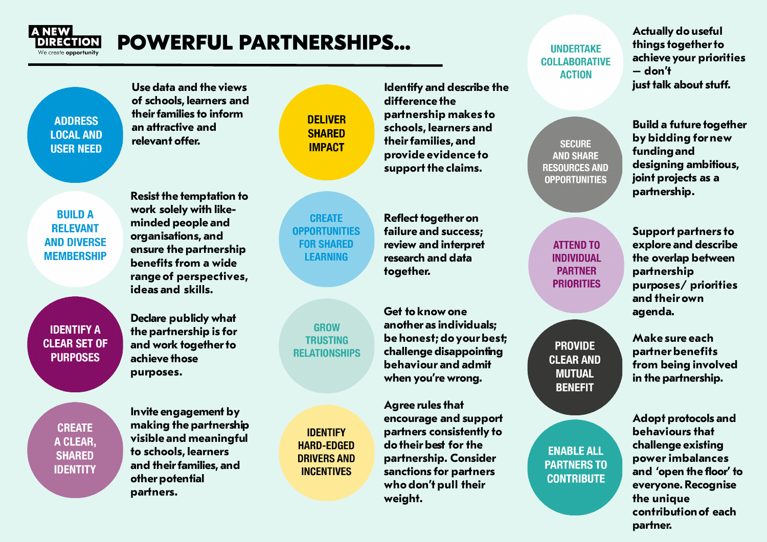A NEW DIRECTION
We create opportunity

# POWERFUL PARTNERSHIPS…

**ADDRESS LOCAL AND USER NEED**

Use data and the views of schools, learners and their families to inform an attractive and relevant offer.

**BUILD A RELEVANT AND DIVERSE MEMBERSHIP**

Resist the temptation to work solely with like-minded people and organisations, and ensure the partnership benefits from a wide range of perspectives, ideas and skills.

**IDENTIFY A CLEAR SET OF PURPOSES**

Declare publicly what the partnership is for and work together to achieve those purposes.

**CREATE A CLEAR, SHARED IDENTITY**

Invite engagement by making the partnership visible and meaningful to schools, learners and their families, and other potential partners.

**DELIVER SHARED IMPACT**

Identify and describe the difference the partnership makes to schools, learners and their families, and provide evidence to support the claims.

**CREATE OPPORTUNITIES FOR SHARED LEARNING**

Reflect together on failure and success; review and interpret research and data together.

**GROW TRUSTING RELATIONSHIPS**

Get to know one another as individuals; be honest; do your best; challenge disappointing behaviour and admit when you're wrong.

**IDENTIFY HARD-EDGED DRIVERS AND INCENTIVES**

Agree rules that encourage and support partners consistently to do their best for the partnership. Consider sanctions for partners who don't pull their weight.

**UNDERTAKE COLLABORATIVE ACTION**

Actually do useful things together to achieve your priorities – don't just talk about stuff.

**SECURE AND SHARE RESOURCES AND OPPORTUNITIES**

Build a future together by bidding for new funding and designing ambitious, joint projects as a partnership.

**ATTEND TO INDIVIDUAL PARTNER PRIORITIES**

Support partners to explore and describe the overlap between partnership purposes/ priorities and their own agenda.

**PROVIDE CLEAR AND MUTUAL BENEFIT**

Make sure each partner benefits from being involved in the partnership.

**ENABLE ALL PARTNERS TO CONTRIBUTE**

Adopt protocols and behaviours that challenge existing power imbalances and 'open the floor' to everyone. Recognise the unique contribution of each partner.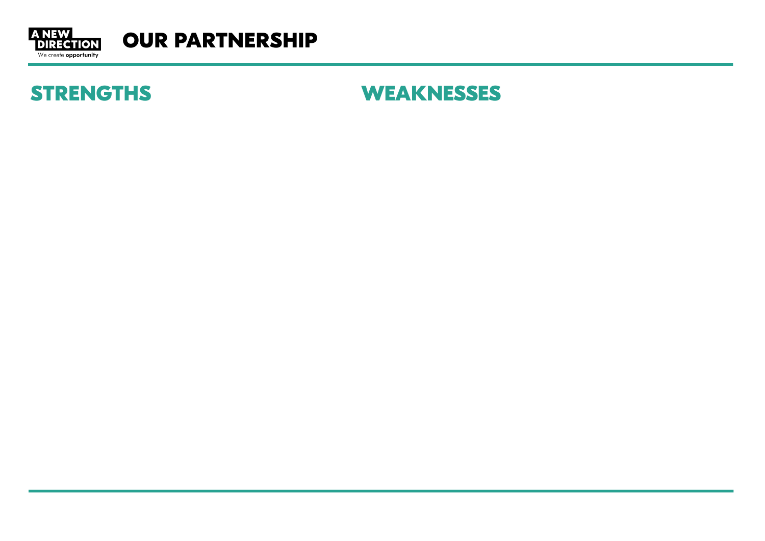A NEW DIRECTION
We create **opportunity**

# OUR PARTNERSHIP

## STRENGTHS

## WEAKNESSES